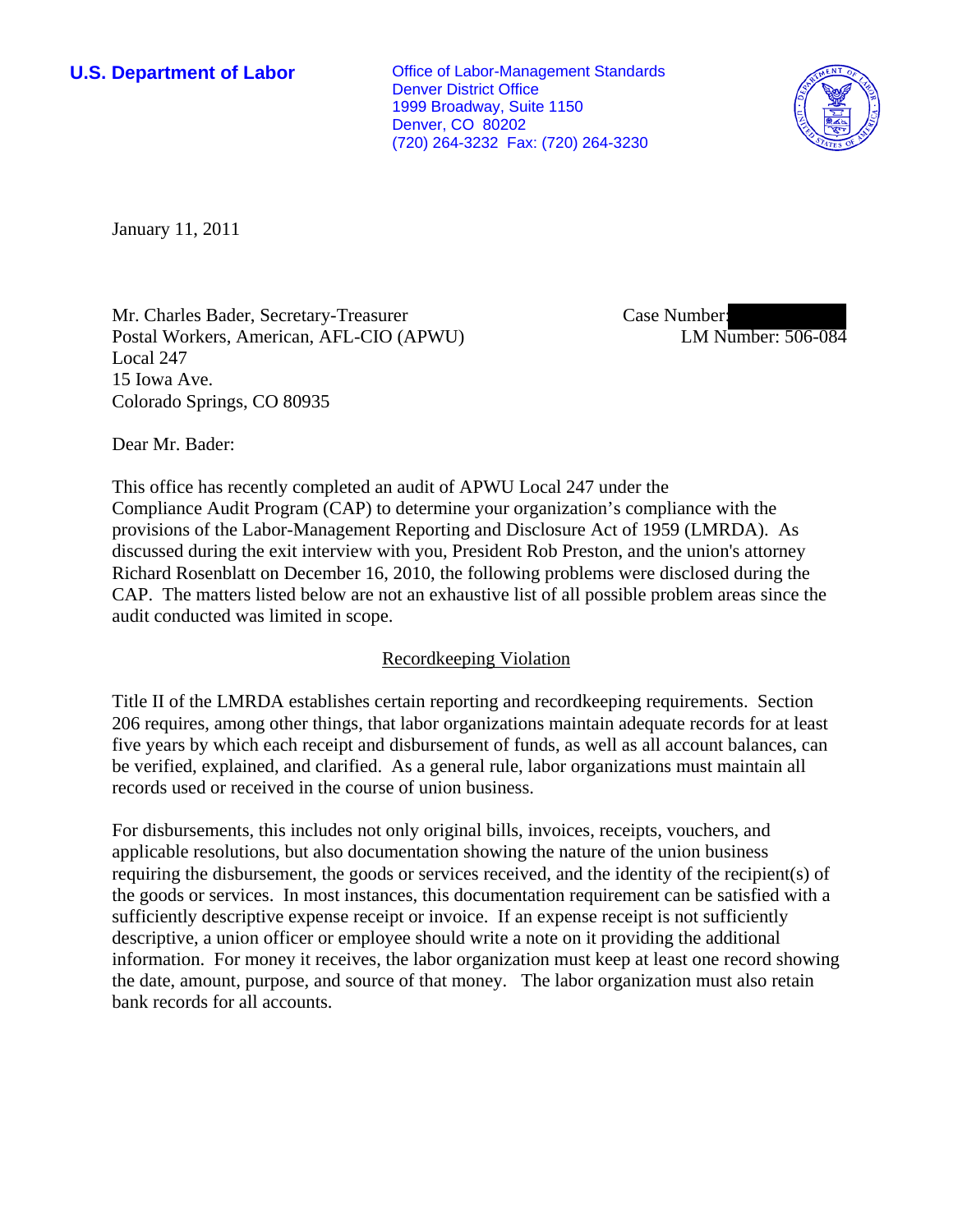**U.S. Department of Labor**

Office of Labor-Management Standards
Denver District Office
1999 Broadway, Suite 1150
Denver, CO 80202
(720) 264-3232 Fax: (720) 264-3230

January 11, 2011

Mr. Charles Bader, Secretary-Treasurer
Postal Workers, American, AFL-CIO (APWU)
Local 247
15 Iowa Ave.
Colorado Springs, CO 80935

Case Number:
LM Number: 506-084

Dear Mr. Bader:

This office has recently completed an audit of APWU Local 247 under the Compliance Audit Program (CAP) to determine your organization's compliance with the provisions of the Labor-Management Reporting and Disclosure Act of 1959 (LMRDA). As discussed during the exit interview with you, President Rob Preston, and the union's attorney Richard Rosenblatt on December 16, 2010, the following problems were disclosed during the CAP. The matters listed below are not an exhaustive list of all possible problem areas since the audit conducted was limited in scope.

## Recordkeeping Violation

Title II of the LMRDA establishes certain reporting and recordkeeping requirements. Section 206 requires, among other things, that labor organizations maintain adequate records for at least five years by which each receipt and disbursement of funds, as well as all account balances, can be verified, explained, and clarified. As a general rule, labor organizations must maintain all records used or received in the course of union business.

For disbursements, this includes not only original bills, invoices, receipts, vouchers, and applicable resolutions, but also documentation showing the nature of the union business requiring the disbursement, the goods or services received, and the identity of the recipient(s) of the goods or services. In most instances, this documentation requirement can be satisfied with a sufficiently descriptive expense receipt or invoice. If an expense receipt is not sufficiently descriptive, a union officer or employee should write a note on it providing the additional information. For money it receives, the labor organization must keep at least one record showing the date, amount, purpose, and source of that money. The labor organization must also retain bank records for all accounts.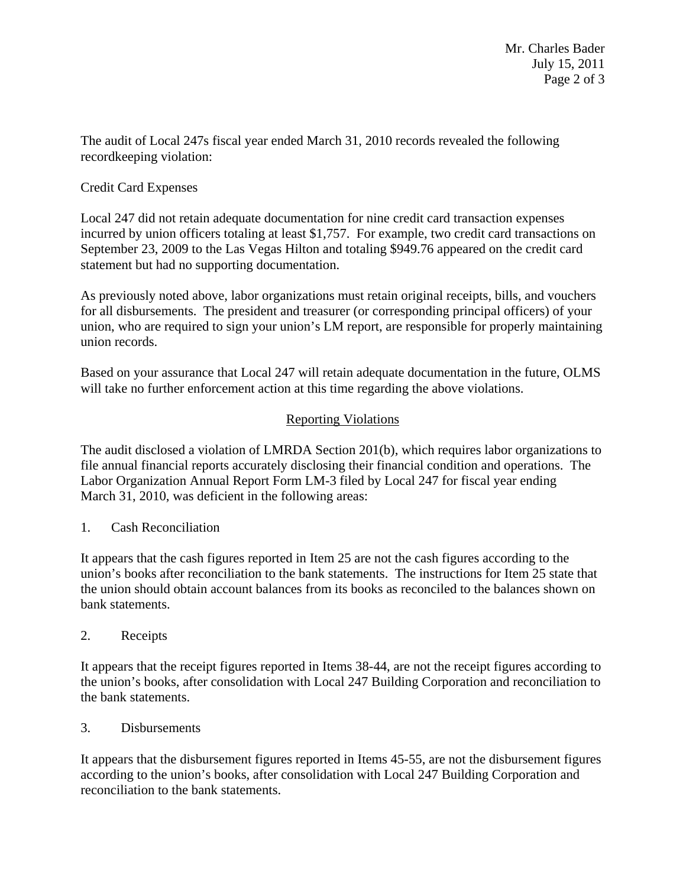The audit of Local 247s fiscal year ended March 31, 2010 records revealed the following recordkeeping violation:

Credit Card Expenses

Local 247 did not retain adequate documentation for nine credit card transaction expenses incurred by union officers totaling at least $1,757. For example, two credit card transactions on September 23, 2009 to the Las Vegas Hilton and totaling $949.76 appeared on the credit card statement but had no supporting documentation.

As previously noted above, labor organizations must retain original receipts, bills, and vouchers for all disbursements. The president and treasurer (or corresponding principal officers) of your union, who are required to sign your union's LM report, are responsible for properly maintaining union records.

Based on your assurance that Local 247 will retain adequate documentation in the future, OLMS will take no further enforcement action at this time regarding the above violations.

## Reporting Violations

The audit disclosed a violation of LMRDA Section 201(b), which requires labor organizations to file annual financial reports accurately disclosing their financial condition and operations. The Labor Organization Annual Report Form LM-3 filed by Local 247 for fiscal year ending March 31, 2010, was deficient in the following areas:

1. Cash Reconciliation

It appears that the cash figures reported in Item 25 are not the cash figures according to the union's books after reconciliation to the bank statements. The instructions for Item 25 state that the union should obtain account balances from its books as reconciled to the balances shown on bank statements.

2. Receipts

It appears that the receipt figures reported in Items 38-44, are not the receipt figures according to the union's books, after consolidation with Local 247 Building Corporation and reconciliation to the bank statements.

3. Disbursements

It appears that the disbursement figures reported in Items 45-55, are not the disbursement figures according to the union's books, after consolidation with Local 247 Building Corporation and reconciliation to the bank statements.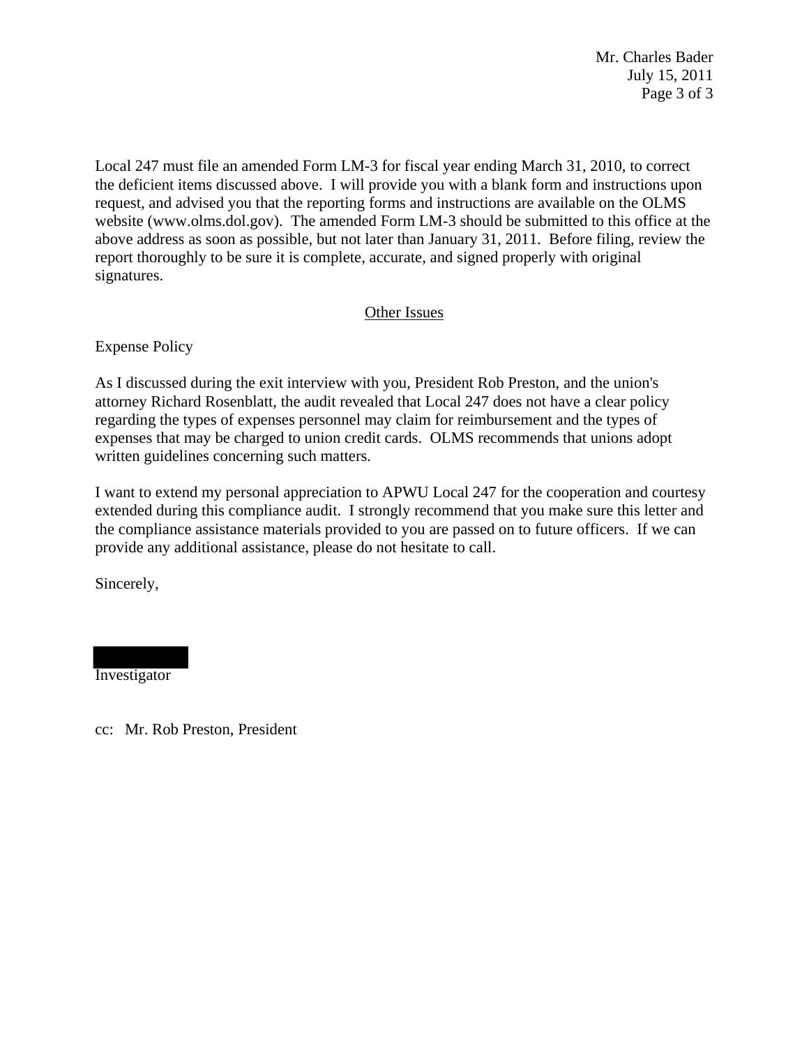Local 247 must file an amended Form LM-3 for fiscal year ending March 31, 2010, to correct the deficient items discussed above. I will provide you with a blank form and instructions upon request, and advised you that the reporting forms and instructions are available on the OLMS website (www.olms.dol.gov). The amended Form LM-3 should be submitted to this office at the above address as soon as possible, but not later than January 31, 2011. Before filing, review the report thoroughly to be sure it is complete, accurate, and signed properly with original signatures.

## Other Issues

Expense Policy

As I discussed during the exit interview with you, President Rob Preston, and the union's attorney Richard Rosenblatt, the audit revealed that Local 247 does not have a clear policy regarding the types of expenses personnel may claim for reimbursement and the types of expenses that may be charged to union credit cards. OLMS recommends that unions adopt written guidelines concerning such matters.

I want to extend my personal appreciation to APWU Local 247 for the cooperation and courtesy extended during this compliance audit. I strongly recommend that you make sure this letter and the compliance assistance materials provided to you are passed on to future officers. If we can provide any additional assistance, please do not hesitate to call.

Sincerely,

Investigator

cc: Mr. Rob Preston, President